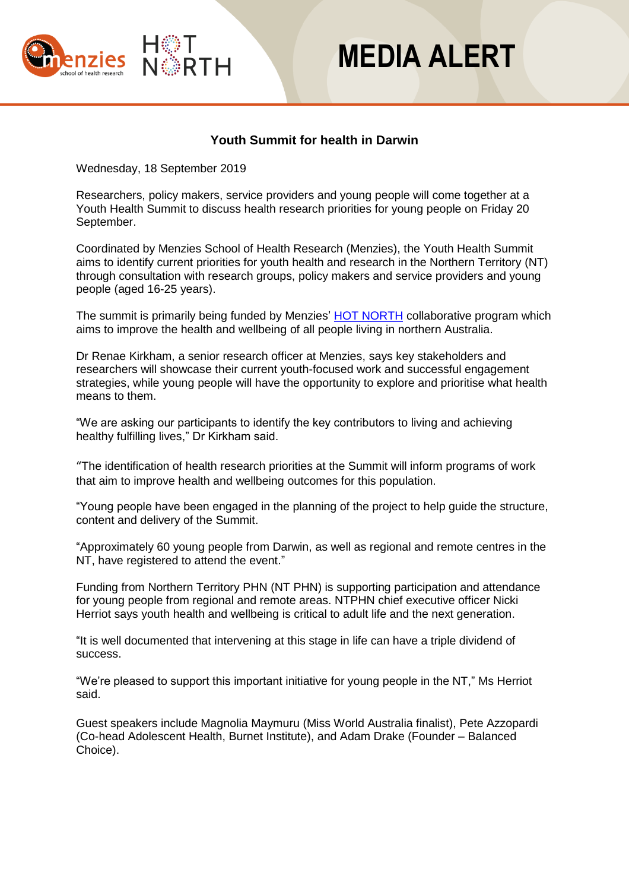# MEDIA ALERT

## Youth Summit for health in Darwin

Wednesday, 18 September 2019

Researchers, policy makers, service providers and young people will come together at a Youth Health Summit to discuss health research priorities for young people on Friday 20 September.

Coordinated by Menzies School of Health Research (Menzies), the Youth Health Summit aims to identify current priorities for youth health and research in the Northern Territory (NT) through consultation with research groups, policy makers and service providers and young people (aged 16-25 years).

The summit is primarily being funded by Menzies' HOT NORTH collaborative program which aims to improve the health and wellbeing of all people living in northern Australia.

Dr Renae Kirkham, a senior research officer at Menzies, says key stakeholders and researchers will showcase their current youth-focused work and successful engagement strategies, while young people will have the opportunity to explore and prioritise what health means to them.

"We are asking our participants to identify the key contributors to living and achieving healthy fulfilling lives," Dr Kirkham said.

"The identification of health research priorities at the Summit will inform programs of work that aim to improve health and wellbeing outcomes for this population.

"Young people have been engaged in the planning of the project to help guide the structure, content and delivery of the Summit.

"Approximately 60 young people from Darwin, as well as regional and remote centres in the NT, have registered to attend the event."

Funding from Northern Territory PHN (NT PHN) is supporting participation and attendance for young people from regional and remote areas. NTPHN chief executive officer Nicki Herriot says youth health and wellbeing is critical to adult life and the next generation.

"It is well documented that intervening at this stage in life can have a triple dividend of success.

"We're pleased to support this important initiative for young people in the NT," Ms Herriot said.

Guest speakers include Magnolia Maymuru (Miss World Australia finalist), Pete Azzopardi (Co-head Adolescent Health, Burnet Institute), and Adam Drake (Founder – Balanced Choice).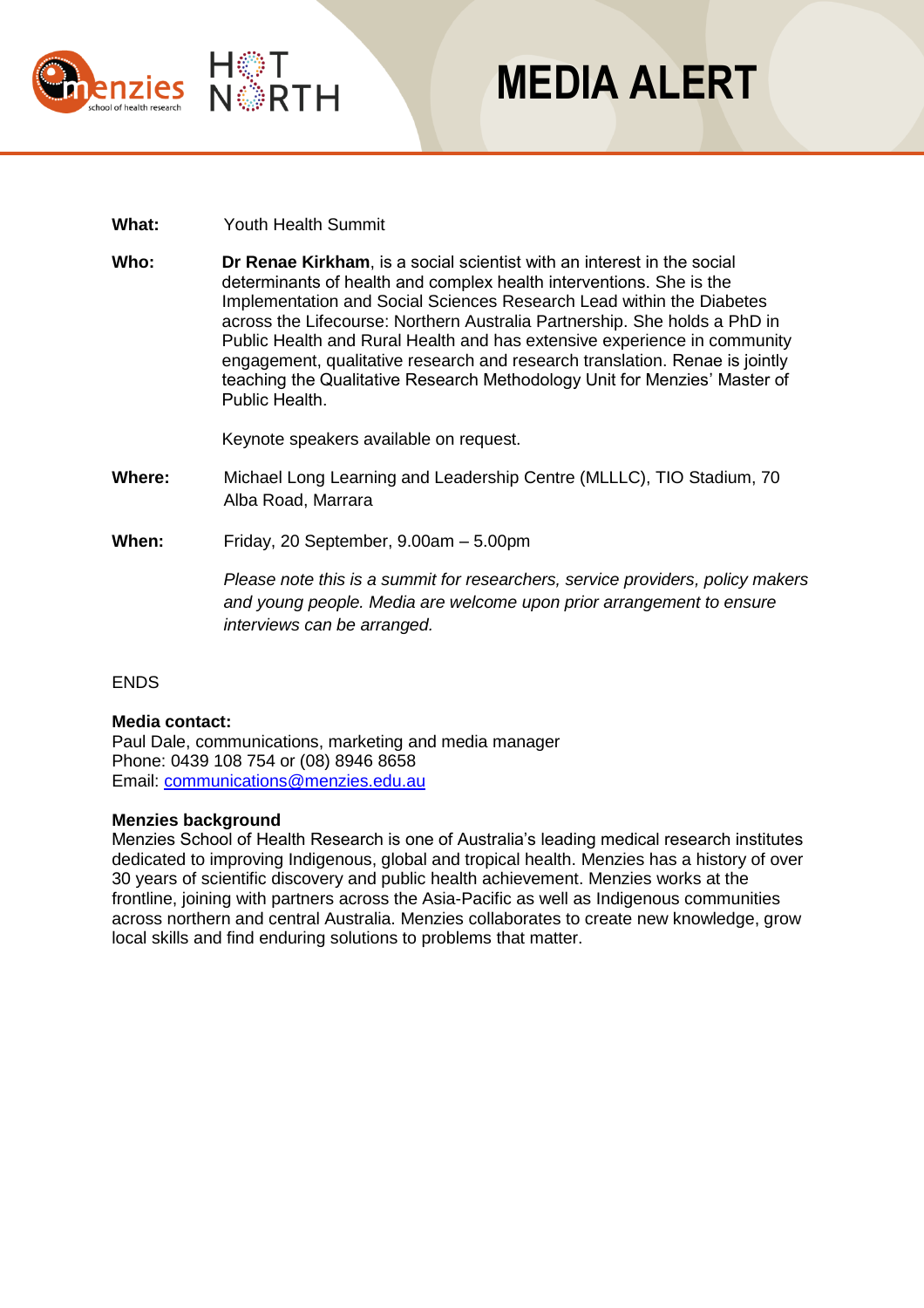# MEDIA ALERT

**What:** Youth Health Summit

**Who:** **Dr Renae Kirkham**, is a social scientist with an interest in the social determinants of health and complex health interventions. She is the Implementation and Social Sciences Research Lead within the Diabetes across the Lifecourse: Northern Australia Partnership. She holds a PhD in Public Health and Rural Health and has extensive experience in community engagement, qualitative research and research translation. Renae is jointly teaching the Qualitative Research Methodology Unit for Menzies' Master of Public Health.

Keynote speakers available on request.

**Where:** Michael Long Learning and Leadership Centre (MLLLC), TIO Stadium, 70 Alba Road, Marrara

**When:** Friday, 20 September, 9.00am – 5.00pm

*Please note this is a summit for researchers, service providers, policy makers and young people. Media are welcome upon prior arrangement to ensure interviews can be arranged.*

ENDS

**Media contact:**
Paul Dale, communications, marketing and media manager
Phone: 0439 108 754 or (08) 8946 8658
Email: communications@menzies.edu.au

**Menzies background**
Menzies School of Health Research is one of Australia's leading medical research institutes dedicated to improving Indigenous, global and tropical health. Menzies has a history of over 30 years of scientific discovery and public health achievement. Menzies works at the frontline, joining with partners across the Asia-Pacific as well as Indigenous communities across northern and central Australia. Menzies collaborates to create new knowledge, grow local skills and find enduring solutions to problems that matter.